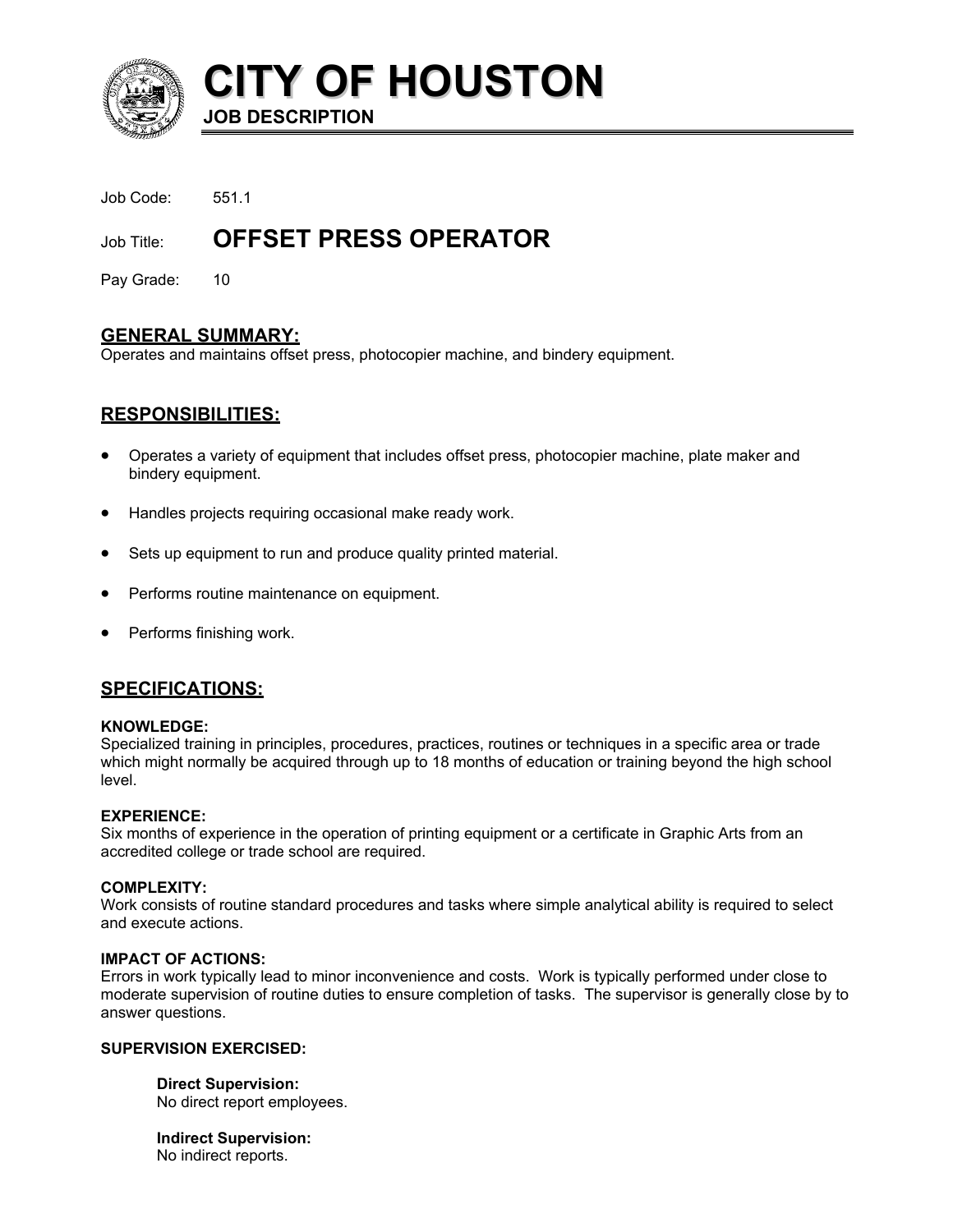# CITY OF HOUSTON

**JOB DESCRIPTION**

Job Code: 551.1

Job Title: **OFFSET PRESS OPERATOR**

Pay Grade: 10

## GENERAL SUMMARY:

Operates and maintains offset press, photocopier machine, and bindery equipment.

## RESPONSIBILITIES:

- Operates a variety of equipment that includes offset press, photocopier machine, plate maker and bindery equipment.
- Handles projects requiring occasional make ready work.
- Sets up equipment to run and produce quality printed material.
- Performs routine maintenance on equipment.
- Performs finishing work.

## SPECIFICATIONS:

**KNOWLEDGE:**
Specialized training in principles, procedures, practices, routines or techniques in a specific area or trade which might normally be acquired through up to 18 months of education or training beyond the high school level.

**EXPERIENCE:**
Six months of experience in the operation of printing equipment or a certificate in Graphic Arts from an accredited college or trade school are required.

**COMPLEXITY:**
Work consists of routine standard procedures and tasks where simple analytical ability is required to select and execute actions.

**IMPACT OF ACTIONS:**
Errors in work typically lead to minor inconvenience and costs. Work is typically performed under close to moderate supervision of routine duties to ensure completion of tasks. The supervisor is generally close by to answer questions.

**SUPERVISION EXERCISED:**

**Direct Supervision:**
No direct report employees.

**Indirect Supervision:**
No indirect reports.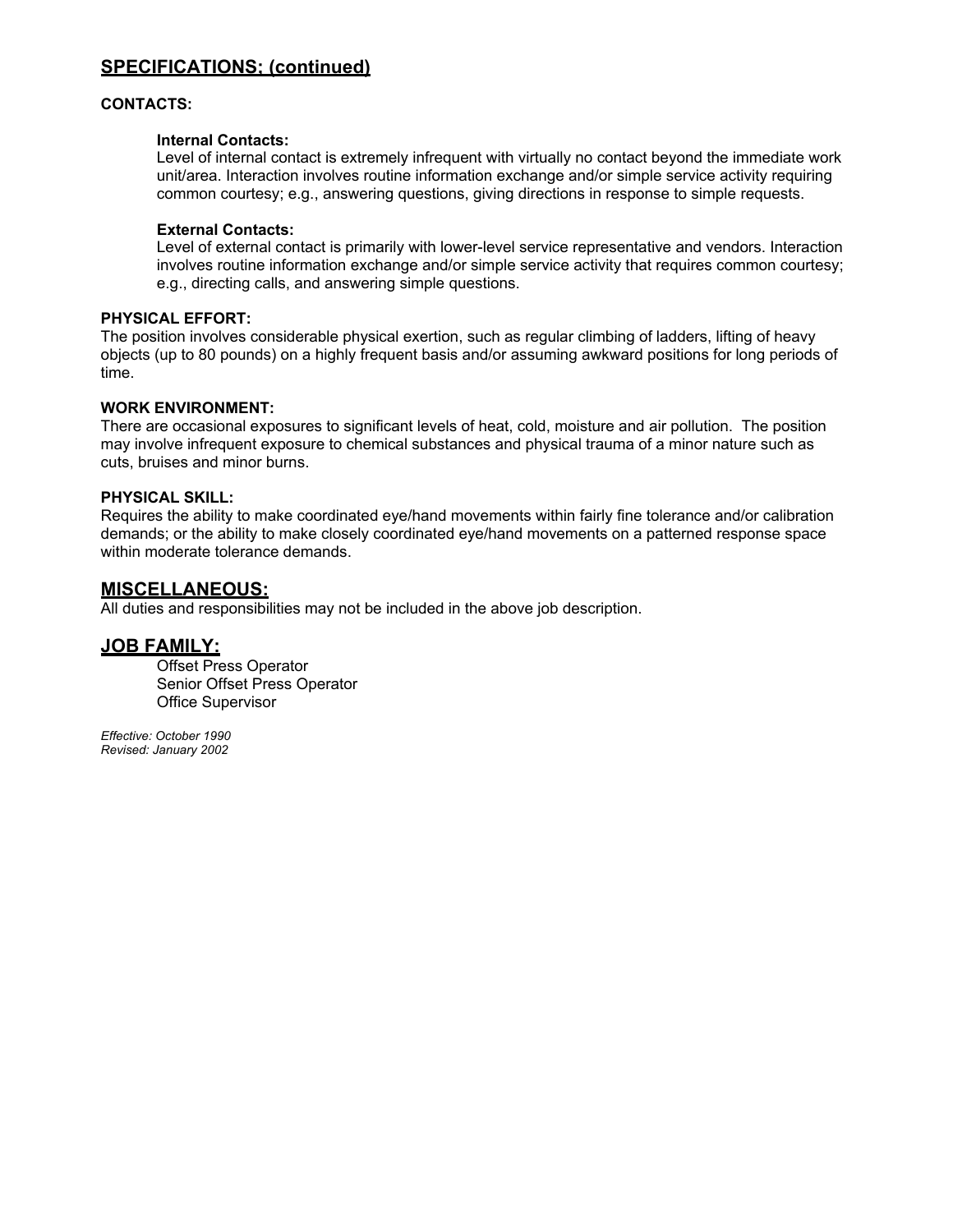## SPECIFICATIONS; (continued)

**CONTACTS:**

**Internal Contacts:**
Level of internal contact is extremely infrequent with virtually no contact beyond the immediate work unit/area. Interaction involves routine information exchange and/or simple service activity requiring common courtesy; e.g., answering questions, giving directions in response to simple requests.

**External Contacts:**
Level of external contact is primarily with lower-level service representative and vendors. Interaction involves routine information exchange and/or simple service activity that requires common courtesy; e.g., directing calls, and answering simple questions.

**PHYSICAL EFFORT:**
The position involves considerable physical exertion, such as regular climbing of ladders, lifting of heavy objects (up to 80 pounds) on a highly frequent basis and/or assuming awkward positions for long periods of time.

**WORK ENVIRONMENT:**
There are occasional exposures to significant levels of heat, cold, moisture and air pollution. The position may involve infrequent exposure to chemical substances and physical trauma of a minor nature such as cuts, bruises and minor burns.

**PHYSICAL SKILL:**
Requires the ability to make coordinated eye/hand movements within fairly fine tolerance and/or calibration demands; or the ability to make closely coordinated eye/hand movements on a patterned response space within moderate tolerance demands.

## MISCELLANEOUS:

All duties and responsibilities may not be included in the above job description.

## JOB FAMILY:

Offset Press Operator
Senior Offset Press Operator
Office Supervisor

*Effective: October 1990*
*Revised: January 2002*